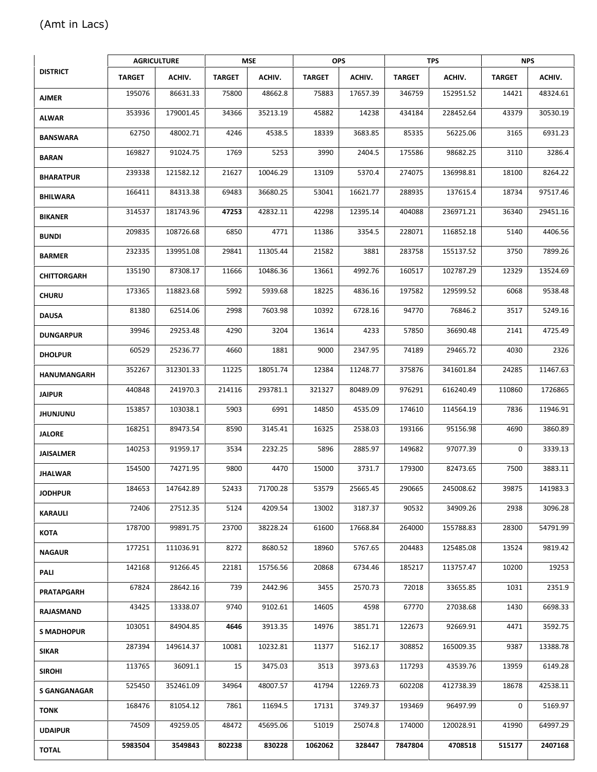(Amt in Lacs)

| DISTRICT | AGRICULTURE | | MSE | | OPS | | TPS | | NPS | |
|---|---|---|---|---|---|---|---|---|---|---|
| | TARGET | ACHIV. | TARGET | ACHIV. | TARGET | ACHIV. | TARGET | ACHIV. | TARGET | ACHIV. |
| AJMER | 195076 | 86631.33 | 75800 | 48662.8 | 75883 | 17657.39 | 346759 | 152951.52 | 14421 | 48324.61 |
| ALWAR | 353936 | 179001.45 | 34366 | 35213.19 | 45882 | 14238 | 434184 | 228452.64 | 43379 | 30530.19 |
| BANSWARA | 62750 | 48002.71 | 4246 | 4538.5 | 18339 | 3683.85 | 85335 | 56225.06 | 3165 | 6931.23 |
| BARAN | 169827 | 91024.75 | 1769 | 5253 | 3990 | 2404.5 | 175586 | 98682.25 | 3110 | 3286.4 |
| BHARATPUR | 239338 | 121582.12 | 21627 | 10046.29 | 13109 | 5370.4 | 274075 | 136998.81 | 18100 | 8264.22 |
| BHILWARA | 166411 | 84313.38 | 69483 | 36680.25 | 53041 | 16621.77 | 288935 | 137615.4 | 18734 | 97517.46 |
| BIKANER | 314537 | 181743.96 | **47253** | 42832.11 | 42298 | 12395.14 | 404088 | 236971.21 | 36340 | 29451.16 |
| BUNDI | 209835 | 108726.68 | 6850 | 4771 | 11386 | 3354.5 | 228071 | 116852.18 | 5140 | 4406.56 |
| BARMER | 232335 | 139951.08 | 29841 | 11305.44 | 21582 | 3881 | 283758 | 155137.52 | 3750 | 7899.26 |
| CHITTORGARH | 135190 | 87308.17 | 11666 | 10486.36 | 13661 | 4992.76 | 160517 | 102787.29 | 12329 | 13524.69 |
| CHURU | 173365 | 118823.68 | 5992 | 5939.68 | 18225 | 4836.16 | 197582 | 129599.52 | 6068 | 9538.48 |
| DAUSA | 81380 | 62514.06 | 2998 | 7603.98 | 10392 | 6728.16 | 94770 | 76846.2 | 3517 | 5249.16 |
| DUNGARPUR | 39946 | 29253.48 | 4290 | 3204 | 13614 | 4233 | 57850 | 36690.48 | 2141 | 4725.49 |
| DHOLPUR | 60529 | 25236.77 | 4660 | 1881 | 9000 | 2347.95 | 74189 | 29465.72 | 4030 | 2326 |
| HANUMANGARH | 352267 | 312301.33 | 11225 | 18051.74 | 12384 | 11248.77 | 375876 | 341601.84 | 24285 | 11467.63 |
| JAIPUR | 440848 | 241970.3 | 214116 | 293781.1 | 321327 | 80489.09 | 976291 | 616240.49 | 110860 | 1726865 |
| JHUNJUNU | 153857 | 103038.1 | 5903 | 6991 | 14850 | 4535.09 | 174610 | 114564.19 | 7836 | 11946.91 |
| JALORE | 168251 | 89473.54 | 8590 | 3145.41 | 16325 | 2538.03 | 193166 | 95156.98 | 4690 | 3860.89 |
| JAISALMER | 140253 | 91959.17 | 3534 | 2232.25 | 5896 | 2885.97 | 149682 | 97077.39 | 0 | 3339.13 |
| JHALWAR | 154500 | 74271.95 | 9800 | 4470 | 15000 | 3731.7 | 179300 | 82473.65 | 7500 | 3883.11 |
| JODHPUR | 184653 | 147642.89 | 52433 | 71700.28 | 53579 | 25665.45 | 290665 | 245008.62 | 39875 | 141983.3 |
| KARAULI | 72406 | 27512.35 | 5124 | 4209.54 | 13002 | 3187.37 | 90532 | 34909.26 | 2938 | 3096.28 |
| KOTA | 178700 | 99891.75 | 23700 | 38228.24 | 61600 | 17668.84 | 264000 | 155788.83 | 28300 | 54791.99 |
| NAGAUR | 177251 | 111036.91 | 8272 | 8680.52 | 18960 | 5767.65 | 204483 | 125485.08 | 13524 | 9819.42 |
| PALI | 142168 | 91266.45 | 22181 | 15756.56 | 20868 | 6734.46 | 185217 | 113757.47 | 10200 | 19253 |
| PRATAPGARH | 67824 | 28642.16 | 739 | 2442.96 | 3455 | 2570.73 | 72018 | 33655.85 | 1031 | 2351.9 |
| RAJASMAND | 43425 | 13338.07 | 9740 | 9102.61 | 14605 | 4598 | 67770 | 27038.68 | 1430 | 6698.33 |
| S MADHOPUR | 103051 | 84904.85 | **4646** | 3913.35 | 14976 | 3851.71 | 122673 | 92669.91 | 4471 | 3592.75 |
| SIKAR | 287394 | 149614.37 | 10081 | 10232.81 | 11377 | 5162.17 | 308852 | 165009.35 | 9387 | 13388.78 |
| SIROHI | 113765 | 36091.1 | 15 | 3475.03 | 3513 | 3973.63 | 117293 | 43539.76 | 13959 | 6149.28 |
| S GANGANAGAR | 525450 | 352461.09 | 34964 | 48007.57 | 41794 | 12269.73 | 602208 | 412738.39 | 18678 | 42538.11 |
| TONK | 168476 | 81054.12 | 7861 | 11694.5 | 17131 | 3749.37 | 193469 | 96497.99 | 0 | 5169.97 |
| UDAIPUR | 74509 | 49259.05 | 48472 | 45695.06 | 51019 | 25074.8 | 174000 | 120028.91 | 41990 | 64997.29 |
| **TOTAL** | **5983504** | **3549843** | **802238** | **830228** | **1062062** | **328447** | **7847804** | **4708518** | **515177** | **2407168** |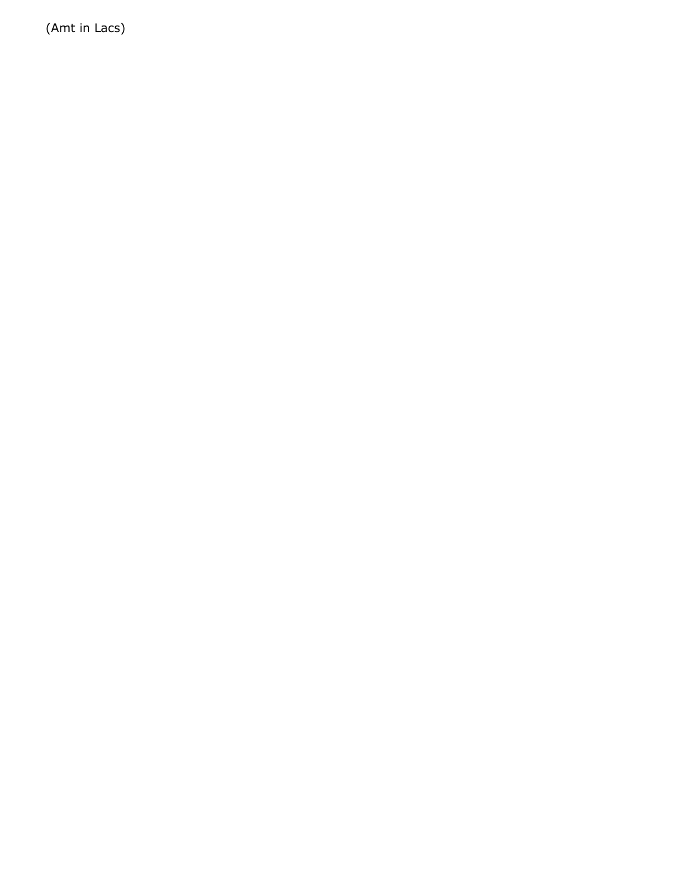(Amt in Lacs)